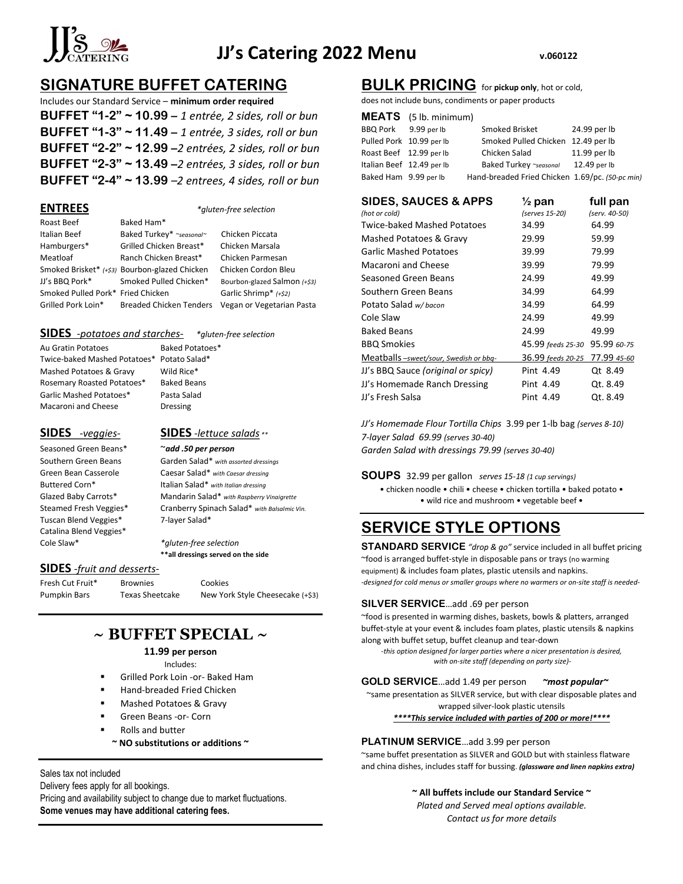# JJ's Catering 2022 Menu

v.060122

## SIGNATURE BUFFET CATERING

Includes our Standard Service – **minimum order required**

**BUFFET "1-2" ~ 10.99** – *1 entrée, 2 sides, roll or bun*

**BUFFET "1-3" ~ 11.49** – *1 entrée, 3 sides, roll or bun*

**BUFFET "2-2" ~ 12.99** –*2 entrées, 2 sides, roll or bun*

**BUFFET "2-3" ~ 13.49** –*2 entrées, 3 sides, roll or bun*

**BUFFET "2-4" ~ 13.99** –*2 entrees, 4 sides, roll or bun*

### ENTREES

*\*gluten-free selection*

| | | |
|---|---|---|
| Roast Beef | Baked Ham* | |
| Italian Beef | Baked Turkey* *~seasonal~* | Chicken Piccata |
| Hamburgers* | Grilled Chicken Breast* | Chicken Marsala |
| Meatloaf | Ranch Chicken Breast* | Chicken Parmesan |
| Smoked Brisket* *(+$3)* | Bourbon-glazed Chicken | Chicken Cordon Bleu |
| JJ's BBQ Pork* | Smoked Pulled Chicken* | Bourbon-glazed Salmon *(+$3)* |
| Smoked Pulled Pork* | Fried Chicken | Garlic Shrimp* *(+$2)* |
| Grilled Pork Loin* | Breaded Chicken Tenders | Vegan or Vegetarian Pasta |

### SIDES *-potatoes and starches-*

*\*gluten-free selection*

| | |
|---|---|
| Au Gratin Potatoes | Baked Potatoes* |
| Twice-baked Mashed Potatoes* | Potato Salad* |
| Mashed Potatoes & Gravy | Wild Rice* |
| Rosemary Roasted Potatoes* | Baked Beans |
| Garlic Mashed Potatoes* | Pasta Salad |
| Macaroni and Cheese | Dressing |

### SIDES *-veggies-*

- Seasoned Green Beans*
- Southern Green Beans
- Green Bean Casserole
- Buttered Corn*
- Glazed Baby Carrots*
- Steamed Fresh Veggies*
- Tuscan Blend Veggies*
- Catalina Blend Veggies*
- Cole Slaw*

### SIDES *-lettuce salads \*\**

~***add .50 per person***

- Garden Salad* *with assorted dressings*
- Caesar Salad* *with Caesar dressing*
- Italian Salad* *with Italian dressing*
- Mandarin Salad* *with Raspberry Vinaigrette*
- Cranberry Spinach Salad* *with Balsalmic Vin.*
- 7-layer Salad*

*\*gluten-free selection*

**\*\*all dressings served on the side**

### SIDES *-fruit and desserts-*

| | | |
|---|---|---|
| Fresh Cut Fruit* | Brownies | Cookies |
| Pumpkin Bars | Texas Sheetcake | New York Style Cheesecake (+$3) |

## ~ BUFFET SPECIAL ~

**11.99 per person**

Includes:

- Grilled Pork Loin -or- Baked Ham
- Hand-breaded Fried Chicken
- Mashed Potatoes & Gravy
- Green Beans -or- Corn
- Rolls and butter

**~ NO substitutions or additions ~**

Sales tax not included

Delivery fees apply for all bookings.

Pricing and availability subject to change due to market fluctuations.

**Some venues may have additional catering fees.**

## BULK PRICING for **pickup only**, hot or cold,

does not include buns, condiments or paper products

### MEATS (5 lb. minimum)

| | | | |
|---|---|---|---|
| BBQ Pork | 9.99 per lb | Smoked Brisket | 24.99 per lb |
| Pulled Pork | 10.99 per lb | Smoked Pulled Chicken | 12.49 per lb |
| Roast Beef | 12.99 per lb | Chicken Salad | 11.99 per lb |
| Italian Beef | 12.49 per lb | Baked Turkey *~seasonal* | 12.49 per lb |
| Baked Ham | 9.99 per lb | Hand-breaded Fried Chicken | 1.69/pc. *(50-pc min)* |

### SIDES, SAUCES & APPS

| *(hot or cold)* | ½ pan *(serves 15-20)* | full pan *(serv. 40-50)* |
|---|---|---|
| Twice-baked Mashed Potatoes | 34.99 | 64.99 |
| Mashed Potatoes & Gravy | 29.99 | 59.99 |
| Garlic Mashed Potatoes | 39.99 | 79.99 |
| Macaroni and Cheese | 39.99 | 79.99 |
| Seasoned Green Beans | 24.99 | 49.99 |
| Southern Green Beans | 34.99 | 64.99 |
| Potato Salad *w/ bacon* | 34.99 | 64.99 |
| Cole Slaw | 24.99 | 49.99 |
| Baked Beans | 24.99 | 49.99 |
| BBQ Smokies | 45.99 *feeds 25-30* | 95.99 *60-75* |
| Meatballs *–sweet/sour, Swedish or bbq-* | 36.99 *feeds 20-25* | 77.99 *45-60* |
| JJ's BBQ Sauce *(original or spicy)* | Pint 4.49 | Qt 8.49 |
| JJ's Homemade Ranch Dressing | Pint 4.49 | Qt. 8.49 |
| JJ's Fresh Salsa | Pint 4.49 | Qt. 8.49 |

*JJ's Homemade Flour Tortilla Chips* 3.99 per 1-lb bag *(serves 8-10)*

*7-layer Salad 69.99 (serves 30-40)*

*Garden Salad with dressings 79.99 (serves 30-40)*

### SOUPS 32.99 per gallon *serves 15-18 (1 cup servings)*

• chicken noodle • chili • cheese • chicken tortilla • baked potato • • wild rice and mushroom • vegetable beef •

## SERVICE STYLE OPTIONS

**STANDARD SERVICE** *"drop & go"* service included in all buffet pricing ~food is arranged buffet-style in disposable pans or trays (no warming equipment) & includes foam plates, plastic utensils and napkins.
*-designed for cold menus or smaller groups where no warmers or on-site staff is needed-*

**SILVER SERVICE**…add .69 per person
~food is presented in warming dishes, baskets, bowls & platters, arranged buffet-style at your event & includes foam plates, plastic utensils & napkins along with buffet setup, buffet cleanup and tear-down
*-this option designed for larger parties where a nicer presentation is desired, with on-site staff (depending on party size)-*

**GOLD SERVICE**…add 1.49 per person ***~most popular~***
~same presentation as SILVER service, but with clear disposable plates and wrapped silver-look plastic utensils
***\*\*\*\*This service included with parties of 200 or more!\*\*\*\****

**PLATINUM SERVICE**…add 3.99 per person
~same buffet presentation as SILVER and GOLD but with stainless flatware and china dishes, includes staff for bussing. ***(glassware and linen napkins extra)***

**~ All buffets include our Standard Service ~**

*Plated and Served meal options available.*

*Contact us for more details*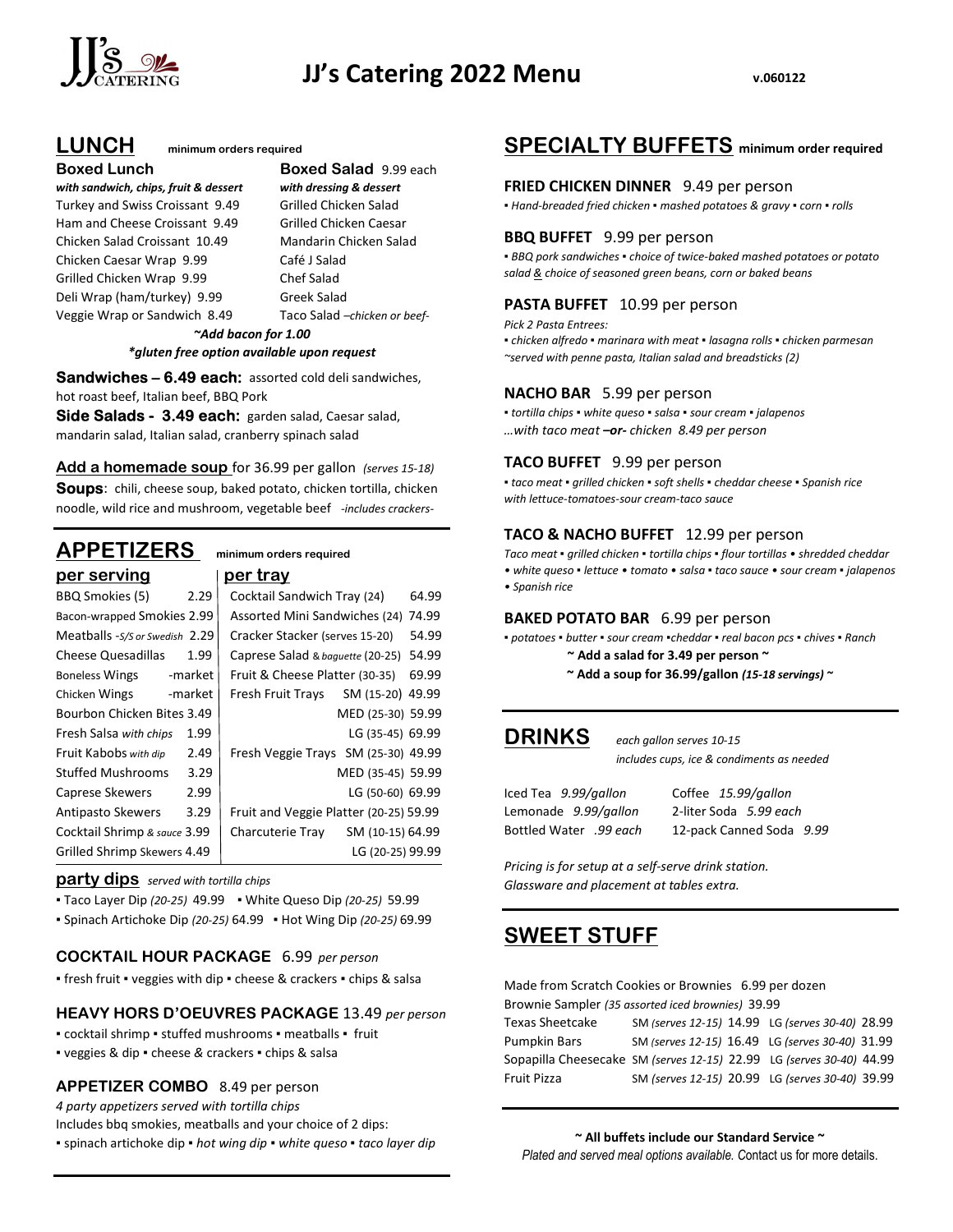# JJ's Catering 2022 Menu

v.060122

## LUNCH minimum orders required

| Boxed Lunch *with sandwich, chips, fruit & dessert* | Boxed Salad 9.99 each *with dressing & dessert* |
|---|---|
| Turkey and Swiss Croissant 9.49 | Grilled Chicken Salad |
| Ham and Cheese Croissant 9.49 | Grilled Chicken Caesar |
| Chicken Salad Croissant 10.49 | Mandarin Chicken Salad |
| Chicken Caesar Wrap 9.99 | Café J Salad |
| Grilled Chicken Wrap 9.99 | Chef Salad |
| Deli Wrap (ham/turkey) 9.99 | Greek Salad |
| Veggie Wrap or Sandwich 8.49 | Taco Salad *–chicken or beef-* |

*~Add bacon for 1.00*

*\*gluten free option available upon request*

**Sandwiches – 6.49 each:** assorted cold deli sandwiches, hot roast beef, Italian beef, BBQ Pork

**Side Salads - 3.49 each:** garden salad, Caesar salad, mandarin salad, Italian salad, cranberry spinach salad

**Add a homemade soup** for 36.99 per gallon *(serves 15-18)*

**Soups**: chili, cheese soup, baked potato, chicken tortilla, chicken noodle, wild rice and mushroom, vegetable beef *-includes crackers-*

## APPETIZERS minimum orders required

| per serving | | per tray | |
|---|---|---|---|
| BBQ Smokies (5) | 2.29 | Cocktail Sandwich Tray (24) | 64.99 |
| Bacon-wrapped Smokies | 2.99 | Assorted Mini Sandwiches (24) | 74.99 |
| Meatballs *-S/S or Swedish* | 2.29 | Cracker Stacker (serves 15-20) | 54.99 |
| Cheese Quesadillas | 1.99 | Caprese Salad *& baguette* (20-25) | 54.99 |
| Boneless Wings | -market | Fruit & Cheese Platter (30-35) | 69.99 |
| Chicken Wings | -market | Fresh Fruit Trays SM (15-20) | 49.99 |
| Bourbon Chicken Bites | 3.49 | MED (25-30) | 59.99 |
| Fresh Salsa *with chips* | 1.99 | LG (35-45) | 69.99 |
| Fruit Kabobs *with dip* | 2.49 | Fresh Veggie Trays SM (25-30) | 49.99 |
| Stuffed Mushrooms | 3.29 | MED (35-45) | 59.99 |
| Caprese Skewers | 2.99 | LG (50-60) | 69.99 |
| Antipasto Skewers | 3.29 | Fruit and Veggie Platter (20-25) | 59.99 |
| Cocktail Shrimp *& sauce* | 3.99 | Charcuterie Tray SM (10-15) | 64.99 |
| Grilled Shrimp Skewers | 4.49 | LG (20-25) | 99.99 |

### party dips *served with tortilla chips*

- Taco Layer Dip *(20-25)* 49.99 ▪ White Queso Dip *(20-25)* 59.99
- Spinach Artichoke Dip *(20-25)* 64.99 ▪ Hot Wing Dip *(20-25)* 69.99

### COCKTAIL HOUR PACKAGE 6.99 *per person*

▪ fresh fruit ▪ veggies with dip ▪ cheese & crackers ▪ chips & salsa

### HEAVY HORS D'OEUVRES PACKAGE 13.49 *per person*

▪ cocktail shrimp ▪ stuffed mushrooms ▪ meatballs ▪ fruit
▪ veggies & dip ▪ cheese & crackers ▪ chips & salsa

### APPETIZER COMBO 8.49 per person

*4 party appetizers served with tortilla chips*

Includes bbq smokies, meatballs and your choice of 2 dips:

▪ spinach artichoke dip ▪ *hot wing dip* ▪ *white queso* ▪ *taco layer dip*

## SPECIALTY BUFFETS minimum order required

### FRIED CHICKEN DINNER 9.49 per person

*▪ Hand-breaded fried chicken ▪ mashed potatoes & gravy ▪ corn ▪ rolls*

### BBQ BUFFET 9.99 per person

*▪ BBQ pork sandwiches ▪ choice of twice-baked mashed potatoes or potato salad & choice of seasoned green beans, corn or baked beans*

### PASTA BUFFET 10.99 per person

*Pick 2 Pasta Entrees:*

*▪ chicken alfredo ▪ marinara with meat ▪ lasagna rolls ▪ chicken parmesan*

*~served with penne pasta, Italian salad and breadsticks (2)*

### NACHO BAR 5.99 per person

*▪ tortilla chips ▪ white queso ▪ salsa ▪ sour cream ▪ jalapenos*

*…with taco meat –or- chicken 8.49 per person*

### TACO BUFFET 9.99 per person

*▪ taco meat ▪ grilled chicken ▪ soft shells ▪ cheddar cheese ▪ Spanish rice with lettuce-tomatoes-sour cream-taco sauce*

### TACO & NACHO BUFFET 12.99 per person

*Taco meat ▪ grilled chicken ▪ tortilla chips ▪ flour tortillas • shredded cheddar • white queso ▪ lettuce • tomato • salsa ▪ taco sauce • sour cream ▪ jalapenos • Spanish rice*

### BAKED POTATO BAR 6.99 per person

*▪ potatoes ▪ butter ▪ sour cream ▪cheddar ▪ real bacon pcs ▪ chives ▪ Ranch*

**~ Add a salad for 3.49 per person ~**

**~ Add a soup for 36.99/gallon *(15-18 servings)* ~**

## DRINKS

*each gallon serves 10-15*
*includes cups, ice & condiments as needed*

| | |
|---|---|
| Iced Tea *9.99/gallon* | Coffee *15.99/gallon* |
| Lemonade *9.99/gallon* | 2-liter Soda *5.99 each* |
| Bottled Water *.99 each* | 12-pack Canned Soda *9.99* |

*Pricing is for setup at a self-serve drink station.*
*Glassware and placement at tables extra.*

## SWEET STUFF

Made from Scratch Cookies or Brownies 6.99 per dozen

Brownie Sampler *(35 assorted iced brownies)* 39.99

| | | |
|---|---|---|
| Texas Sheetcake | SM *(serves 12-15)* 14.99 | LG *(serves 30-40)* 28.99 |
| Pumpkin Bars | SM *(serves 12-15)* 16.49 | LG *(serves 30-40)* 31.99 |
| Sopapilla Cheesecake | SM *(serves 12-15)* 22.99 | LG *(serves 30-40)* 44.99 |
| Fruit Pizza | SM *(serves 12-15)* 20.99 | LG *(serves 30-40)* 39.99 |

**~ All buffets include our Standard Service ~**

*Plated and served meal options available.* Contact us for more details.